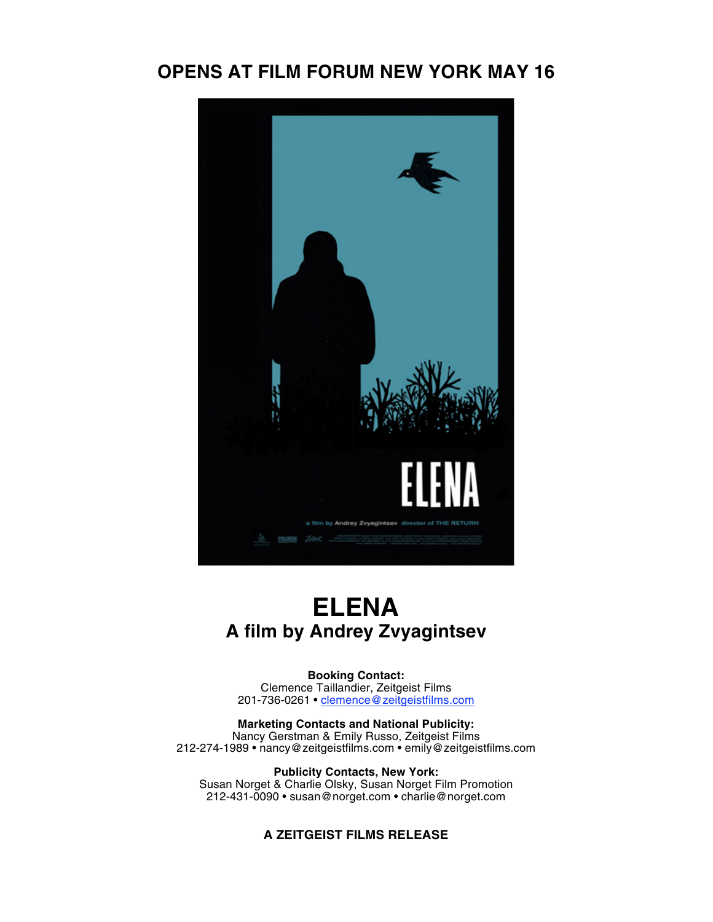**OPENS AT FILM FORUM NEW YORK MAY 16**

# ELENA
## A film by Andrey Zvyagintsev

**Booking Contact:**
Clemence Taillandier, Zeitgeist Films
201-736-0261 • clemence@zeitgeistfilms.com

**Marketing Contacts and National Publicity:**
Nancy Gerstman & Emily Russo, Zeitgeist Films
212-274-1989 • nancy@zeitgeistfilms.com • emily@zeitgeistfilms.com

**Publicity Contacts, New York:**
Susan Norget & Charlie Olsky, Susan Norget Film Promotion
212-431-0090 • susan@norget.com • charlie@norget.com

**A ZEITGEIST FILMS RELEASE**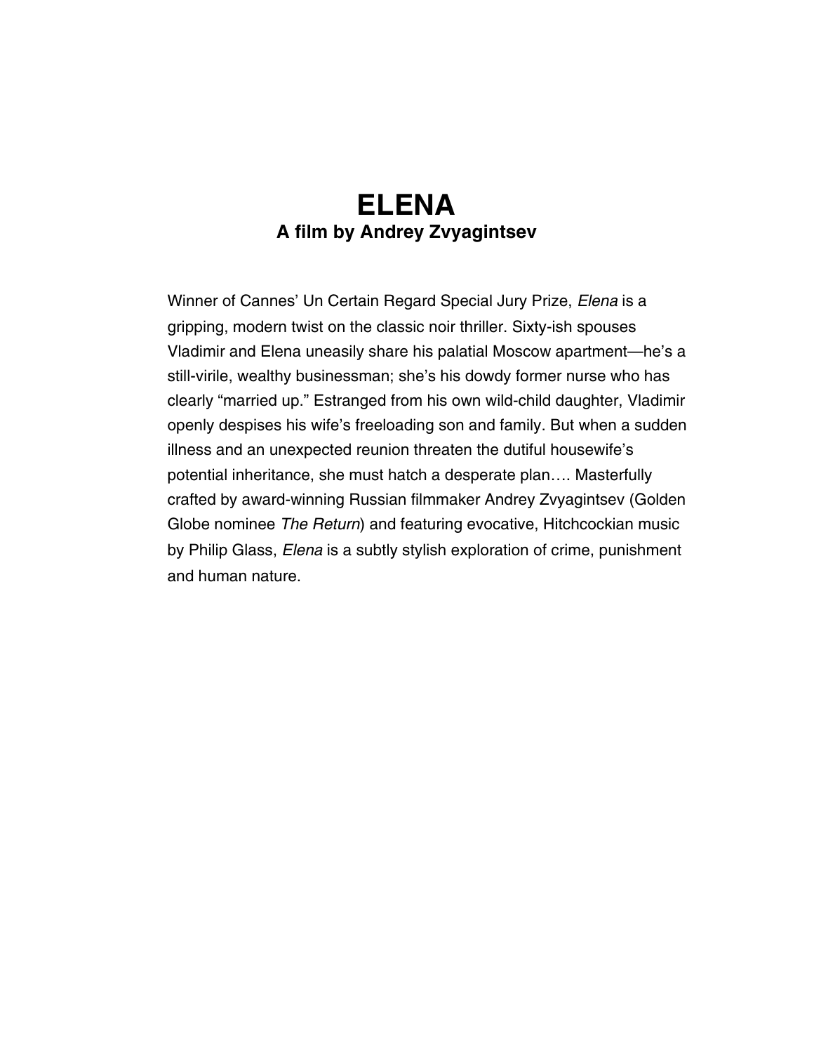# ELENA

### A film by Andrey Zvyagintsev

Winner of Cannes' Un Certain Regard Special Jury Prize, *Elena* is a gripping, modern twist on the classic noir thriller. Sixty-ish spouses Vladimir and Elena uneasily share his palatial Moscow apartment—he's a still-virile, wealthy businessman; she's his dowdy former nurse who has clearly "married up." Estranged from his own wild-child daughter, Vladimir openly despises his wife's freeloading son and family. But when a sudden illness and an unexpected reunion threaten the dutiful housewife's potential inheritance, she must hatch a desperate plan…. Masterfully crafted by award-winning Russian filmmaker Andrey Zvyagintsev (Golden Globe nominee *The Return*) and featuring evocative, Hitchcockian music by Philip Glass, *Elena* is a subtly stylish exploration of crime, punishment and human nature.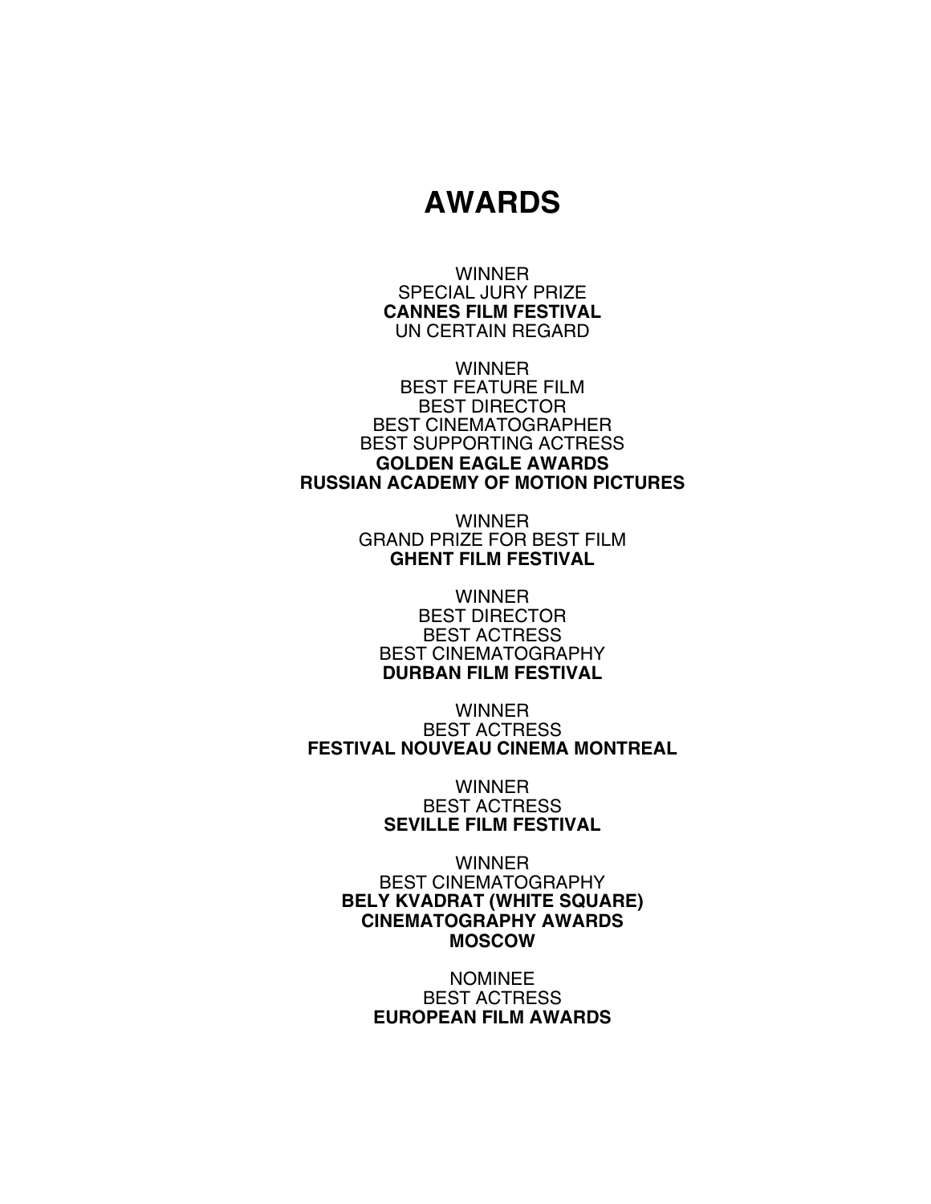# AWARDS

WINNER
SPECIAL JURY PRIZE
**CANNES FILM FESTIVAL**
UN CERTAIN REGARD

WINNER
BEST FEATURE FILM
BEST DIRECTOR
BEST CINEMATOGRAPHER
BEST SUPPORTING ACTRESS
**GOLDEN EAGLE AWARDS**
**RUSSIAN ACADEMY OF MOTION PICTURES**

WINNER
GRAND PRIZE FOR BEST FILM
**GHENT FILM FESTIVAL**

WINNER
BEST DIRECTOR
BEST ACTRESS
BEST CINEMATOGRAPHY
**DURBAN FILM FESTIVAL**

WINNER
BEST ACTRESS
**FESTIVAL NOUVEAU CINEMA MONTREAL**

WINNER
BEST ACTRESS
**SEVILLE FILM FESTIVAL**

WINNER
BEST CINEMATOGRAPHY
**BELY KVADRAT (WHITE SQUARE)**
**CINEMATOGRAPHY AWARDS**
**MOSCOW**

NOMINEE
BEST ACTRESS
**EUROPEAN FILM AWARDS**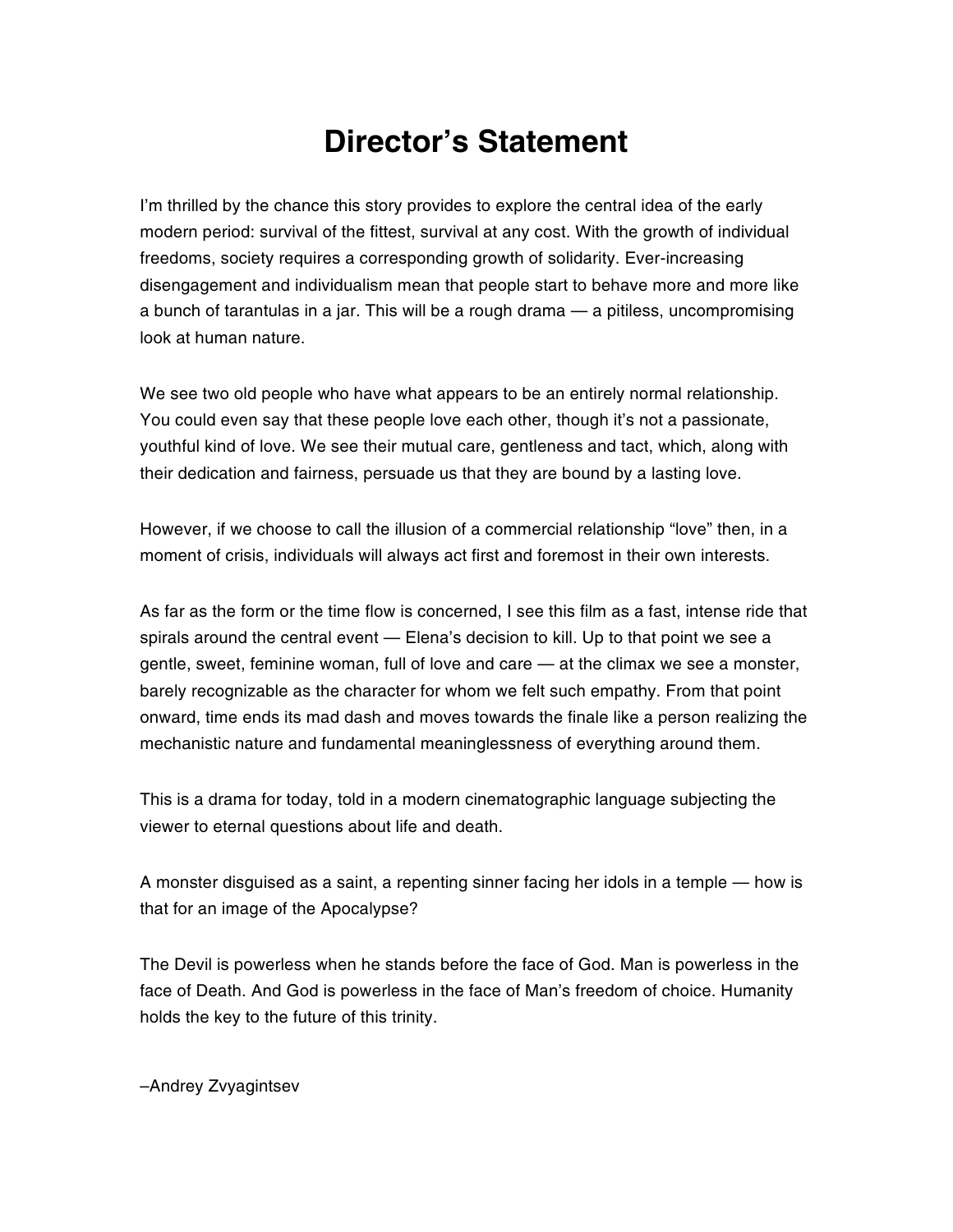# Director's Statement

I'm thrilled by the chance this story provides to explore the central idea of the early modern period: survival of the fittest, survival at any cost. With the growth of individual freedoms, society requires a corresponding growth of solidarity. Ever-increasing disengagement and individualism mean that people start to behave more and more like a bunch of tarantulas in a jar. This will be a rough drama — a pitiless, uncompromising look at human nature.

We see two old people who have what appears to be an entirely normal relationship. You could even say that these people love each other, though it's not a passionate, youthful kind of love. We see their mutual care, gentleness and tact, which, along with their dedication and fairness, persuade us that they are bound by a lasting love.

However, if we choose to call the illusion of a commercial relationship "love" then, in a moment of crisis, individuals will always act first and foremost in their own interests.

As far as the form or the time flow is concerned, I see this film as a fast, intense ride that spirals around the central event — Elena's decision to kill. Up to that point we see a gentle, sweet, feminine woman, full of love and care — at the climax we see a monster, barely recognizable as the character for whom we felt such empathy. From that point onward, time ends its mad dash and moves towards the finale like a person realizing the mechanistic nature and fundamental meaninglessness of everything around them.

This is a drama for today, told in a modern cinematographic language subjecting the viewer to eternal questions about life and death.

A monster disguised as a saint, a repenting sinner facing her idols in a temple — how is that for an image of the Apocalypse?

The Devil is powerless when he stands before the face of God. Man is powerless in the face of Death. And God is powerless in the face of Man's freedom of choice. Humanity holds the key to the future of this trinity.

–Andrey Zvyagintsev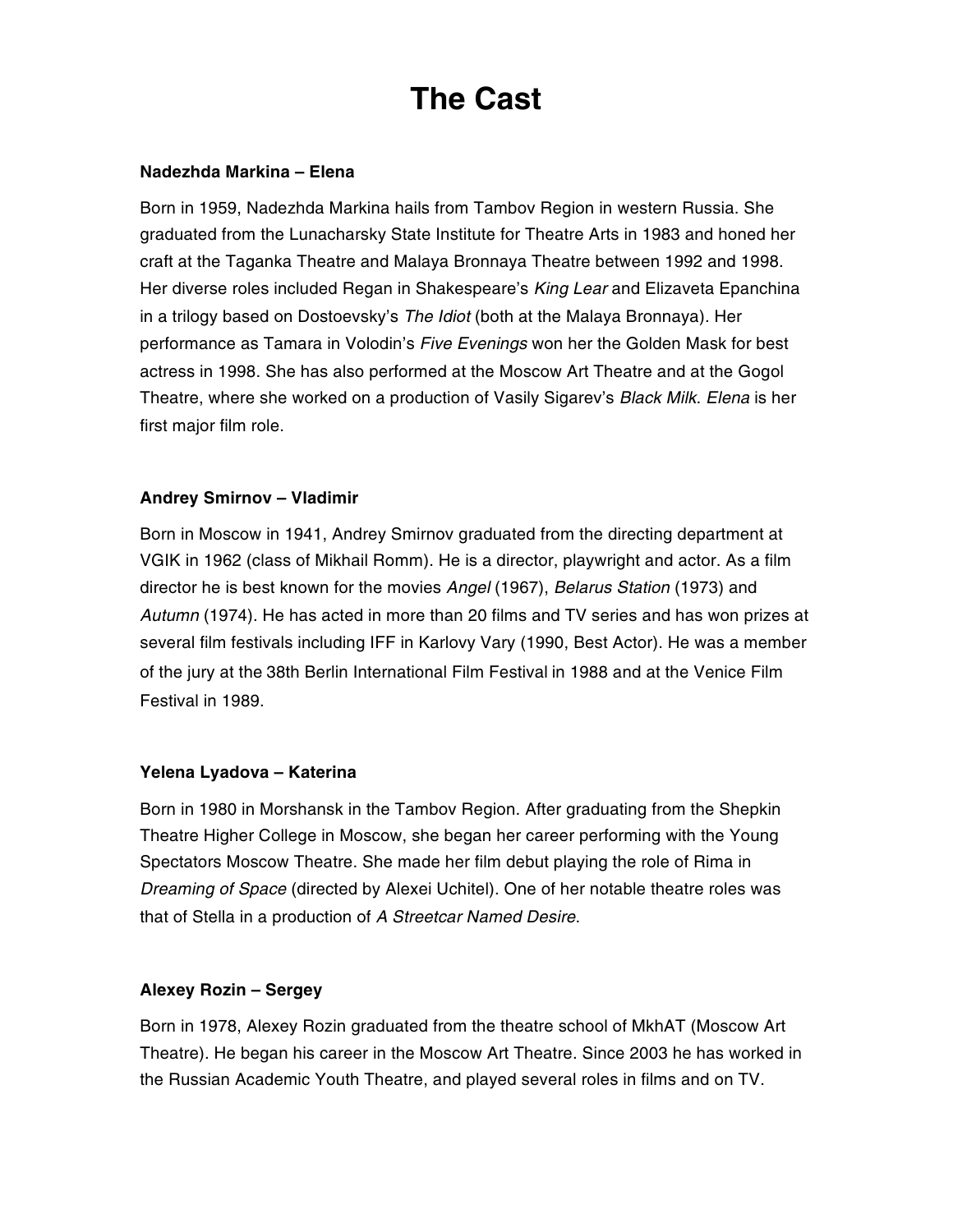# The Cast

**Nadezhda Markina – Elena**

Born in 1959, Nadezhda Markina hails from Tambov Region in western Russia. She graduated from the Lunacharsky State Institute for Theatre Arts in 1983 and honed her craft at the Taganka Theatre and Malaya Bronnaya Theatre between 1992 and 1998. Her diverse roles included Regan in Shakespeare's *King Lear* and Elizaveta Epanchina in a trilogy based on Dostoevsky's *The Idiot* (both at the Malaya Bronnaya). Her performance as Tamara in Volodin's *Five Evenings* won her the Golden Mask for best actress in 1998. She has also performed at the Moscow Art Theatre and at the Gogol Theatre, where she worked on a production of Vasily Sigarev's *Black Milk*. *Elena* is her first major film role.

**Andrey Smirnov – Vladimir**

Born in Moscow in 1941, Andrey Smirnov graduated from the directing department at VGIK in 1962 (class of Mikhail Romm). He is a director, playwright and actor. As a film director he is best known for the movies *Angel* (1967), *Belarus Station* (1973) and *Autumn* (1974). He has acted in more than 20 films and TV series and has won prizes at several film festivals including IFF in Karlovy Vary (1990, Best Actor). He was a member of the jury at the 38th Berlin International Film Festival in 1988 and at the Venice Film Festival in 1989.

**Yelena Lyadova – Katerina**

Born in 1980 in Morshansk in the Tambov Region. After graduating from the Shepkin Theatre Higher College in Moscow, she began her career performing with the Young Spectators Moscow Theatre. She made her film debut playing the role of Rima in *Dreaming of Space* (directed by Alexei Uchitel). One of her notable theatre roles was that of Stella in a production of *A Streetcar Named Desire*.

**Alexey Rozin – Sergey**

Born in 1978, Alexey Rozin graduated from the theatre school of MkhAT (Moscow Art Theatre). He began his career in the Moscow Art Theatre. Since 2003 he has worked in the Russian Academic Youth Theatre, and played several roles in films and on TV.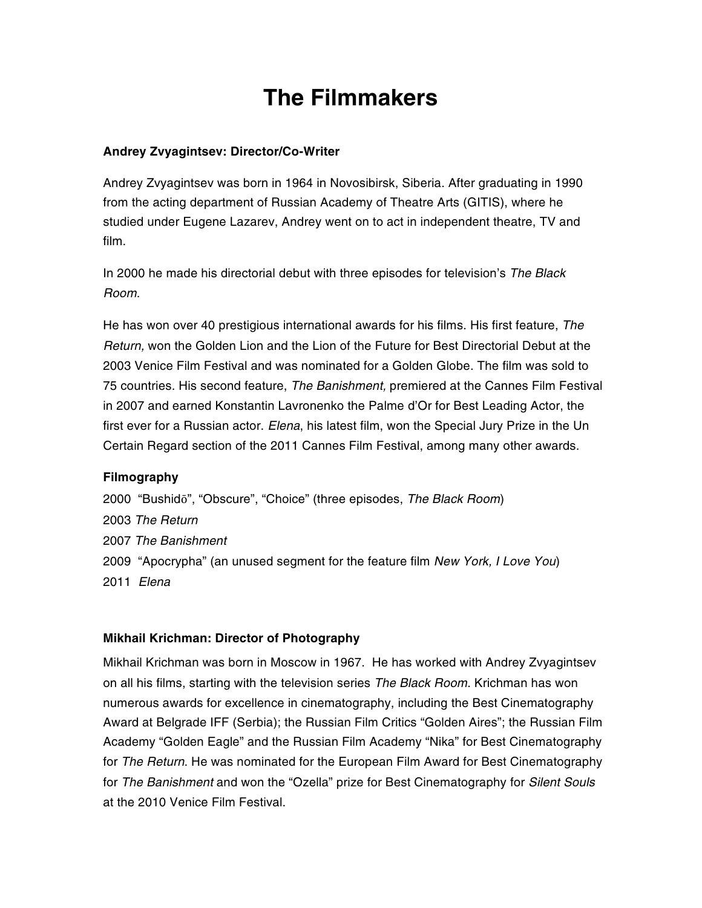# The Filmmakers

**Andrey Zvyagintsev: Director/Co-Writer**

Andrey Zvyagintsev was born in 1964 in Novosibirsk, Siberia. After graduating in 1990 from the acting department of Russian Academy of Theatre Arts (GITIS), where he studied under Eugene Lazarev, Andrey went on to act in independent theatre, TV and film.

In 2000 he made his directorial debut with three episodes for television's *The Black Room*.

He has won over 40 prestigious international awards for his films. His first feature, *The Return,* won the Golden Lion and the Lion of the Future for Best Directorial Debut at the 2003 Venice Film Festival and was nominated for a Golden Globe. The film was sold to 75 countries. His second feature, *The Banishment,* premiered at the Cannes Film Festival in 2007 and earned Konstantin Lavronenko the Palme d'Or for Best Leading Actor, the first ever for a Russian actor. *Elena*, his latest film, won the Special Jury Prize in the Un Certain Regard section of the 2011 Cannes Film Festival, among many other awards.

**Filmography**

2000 "Bushidō", "Obscure", "Choice" (three episodes, *The Black Room*)
2003 *The Return*
2007 *The Banishment*
2009 "Apocrypha" (an unused segment for the feature film *New York, I Love You*)
2011 *Elena*

**Mikhail Krichman: Director of Photography**

Mikhail Krichman was born in Moscow in 1967. He has worked with Andrey Zvyagintsev on all his films, starting with the television series *The Black Room*. Krichman has won numerous awards for excellence in cinematography, including the Best Cinematography Award at Belgrade IFF (Serbia); the Russian Film Critics "Golden Aires"; the Russian Film Academy "Golden Eagle" and the Russian Film Academy "Nika" for Best Cinematography for *The Return*. He was nominated for the European Film Award for Best Cinematography for *The Banishment* and won the "Ozella" prize for Best Cinematography for *Silent Souls* at the 2010 Venice Film Festival.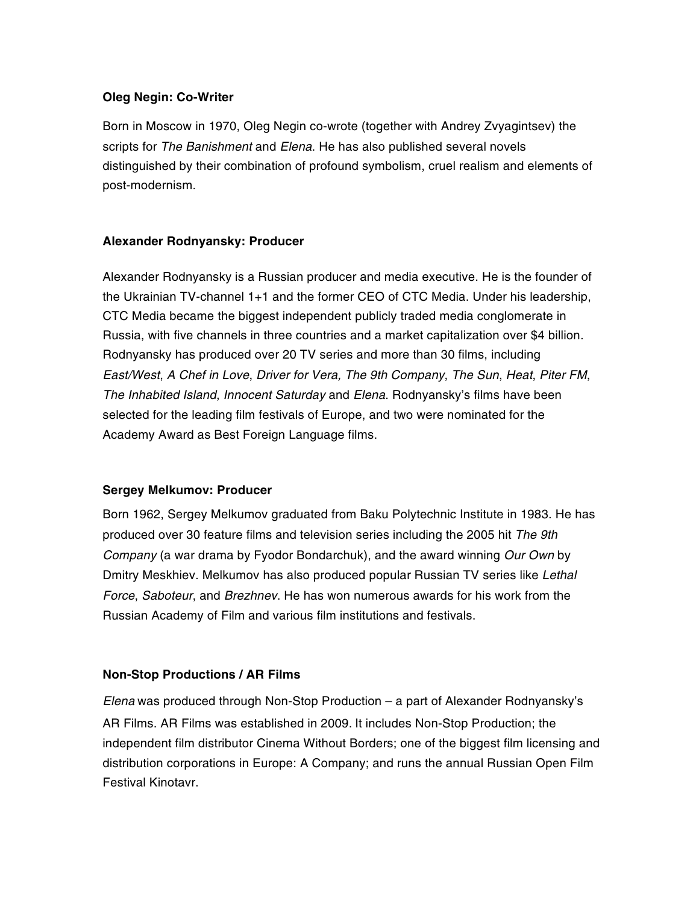**Oleg Negin: Co-Writer**

Born in Moscow in 1970, Oleg Negin co-wrote (together with Andrey Zvyagintsev) the scripts for *The Banishment* and *Elena*. He has also published several novels distinguished by their combination of profound symbolism, cruel realism and elements of post-modernism.

**Alexander Rodnyansky: Producer**

Alexander Rodnyansky is a Russian producer and media executive. He is the founder of the Ukrainian TV-channel 1+1 and the former CEO of CTC Media. Under his leadership, CTC Media became the biggest independent publicly traded media conglomerate in Russia, with five channels in three countries and a market capitalization over $4 billion. Rodnyansky has produced over 20 TV series and more than 30 films, including *East/West*, *A Chef in Love*, *Driver for Vera, The 9th Company*, *The Sun*, *Heat*, *Piter FM*, *The Inhabited Island*, *Innocent Saturday* and *Elena*. Rodnyansky's films have been selected for the leading film festivals of Europe, and two were nominated for the Academy Award as Best Foreign Language films.

**Sergey Melkumov: Producer**

Born 1962, Sergey Melkumov graduated from Baku Polytechnic Institute in 1983. He has produced over 30 feature films and television series including the 2005 hit *The 9th Company* (a war drama by Fyodor Bondarchuk), and the award winning *Our Own* by Dmitry Meskhiev. Melkumov has also produced popular Russian TV series like *Lethal Force*, *Saboteur*, and *Brezhnev*. He has won numerous awards for his work from the Russian Academy of Film and various film institutions and festivals.

**Non-Stop Productions / AR Films**

*Elena* was produced through Non-Stop Production – a part of Alexander Rodnyansky's AR Films. AR Films was established in 2009. It includes Non-Stop Production; the independent film distributor Cinema Without Borders; one of the biggest film licensing and distribution corporations in Europe: A Company; and runs the annual Russian Open Film Festival Kinotavr.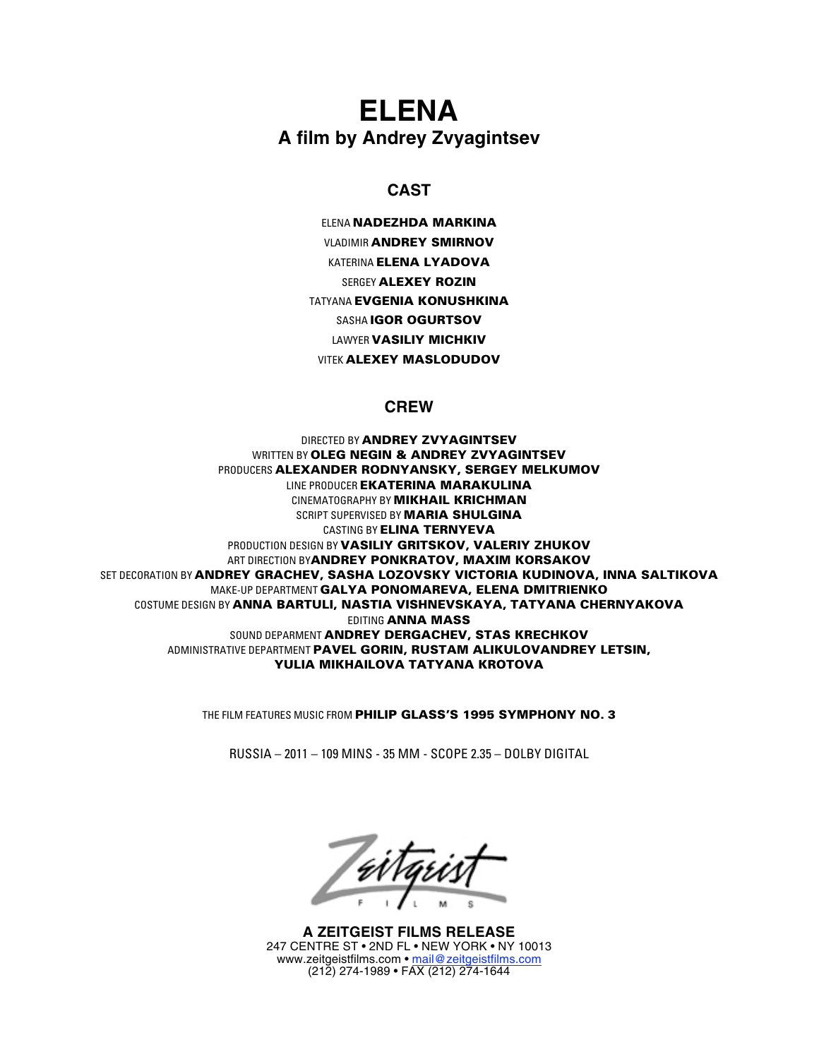# ELENA

## A film by Andrey Zvyagintsev

### CAST

ELENA **NADEZHDA MARKINA**
VLADIMIR **ANDREY SMIRNOV**
KATERINA **ELENA LYADOVA**
SERGEY **ALEXEY ROZIN**
TATYANA **EVGENIA KONUSHKINA**
SASHA **IGOR OGURTSOV**
LAWYER **VASILIY MICHKIV**
VITEK **ALEXEY MASLODUDOV**

### CREW

DIRECTED BY **ANDREY ZVYAGINTSEV**
WRITTEN BY **OLEG NEGIN & ANDREY ZVYAGINTSEV**
PRODUCERS **ALEXANDER RODNYANSKY, SERGEY MELKUMOV**
LINE PRODUCER **EKATERINA MARAKULINA**
CINEMATOGRAPHY BY **MIKHAIL KRICHMAN**
SCRIPT SUPERVISED BY **MARIA SHULGINA**
CASTING BY **ELINA TERNYEVA**
PRODUCTION DESIGN BY **VASILIY GRITSKOV, VALERIY ZHUKOV**
ART DIRECTION BY**ANDREY PONKRATOV, MAXIM KORSAKOV**
SET DECORATION BY **ANDREY GRACHEV, SASHA LOZOVSKY VICTORIA KUDINOVA, INNA SALTIKOVA**
MAKE-UP DEPARTMENT **GALYA PONOMAREVA, ELENA DMITRIENKO**
COSTUME DESIGN BY **ANNA BARTULI, NASTIA VISHNEVSKAYA, TATYANA CHERNYAKOVA**
EDITING **ANNA MASS**
SOUND DEPARMENT **ANDREY DERGACHEV, STAS KRECHKOV**
ADMINISTRATIVE DEPARTMENT **PAVEL GORIN, RUSTAM ALIKULOVANDREY LETSIN,**
**YULIA MIKHAILOVA TATYANA KROTOVA**

THE FILM FEATURES MUSIC FROM **PHILIP GLASS'S 1995 SYMPHONY NO. 3**

RUSSIA – 2011 – 109 MINS - 35 MM - SCOPE 2.35 – DOLBY DIGITAL

Zeitgeist FILMS

**A ZEITGEIST FILMS RELEASE**
247 CENTRE ST • 2ND FL • NEW YORK • NY 10013
www.zeitgeistfilms.com • mail@zeitgeistfilms.com
(212) 274-1989 • FAX (212) 274-1644